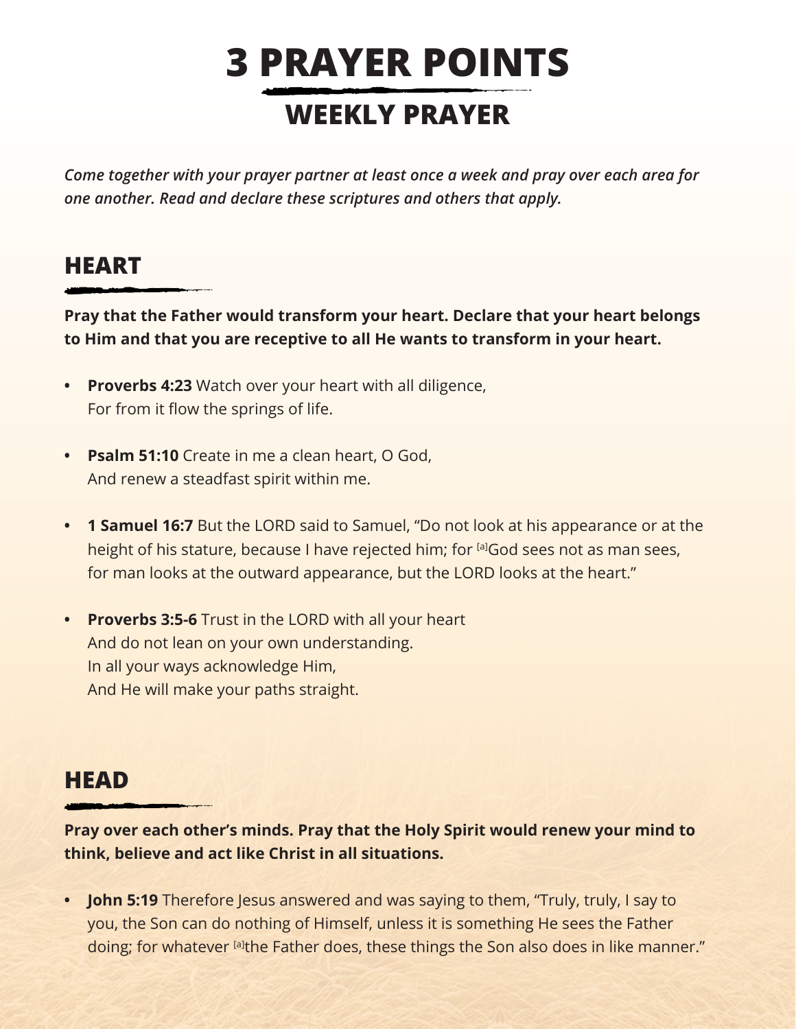# 3 PRAYER POINTS

## WEEKLY PRAYER

*Come together with your prayer partner at least once a week and pray over each area for one another. Read and declare these scriptures and others that apply.*

## HEART

**Pray that the Father would transform your heart. Declare that your heart belongs to Him and that you are receptive to all He wants to transform in your heart.**

- **Proverbs 4:23** Watch over your heart with all diligence,
  For from it flow the springs of life.

- **Psalm 51:10** Create in me a clean heart, O God,
  And renew a steadfast spirit within me.

- **1 Samuel 16:7** But the LORD said to Samuel, "Do not look at his appearance or at the height of his stature, because I have rejected him; for [a]God sees not as man sees, for man looks at the outward appearance, but the LORD looks at the heart."

- **Proverbs 3:5-6** Trust in the LORD with all your heart
  And do not lean on your own understanding.
  In all your ways acknowledge Him,
  And He will make your paths straight.

## HEAD

**Pray over each other's minds. Pray that the Holy Spirit would renew your mind to think, believe and act like Christ in all situations.**

- **John 5:19** Therefore Jesus answered and was saying to them, "Truly, truly, I say to you, the Son can do nothing of Himself, unless it is something He sees the Father doing; for whatever [a]the Father does, these things the Son also does in like manner."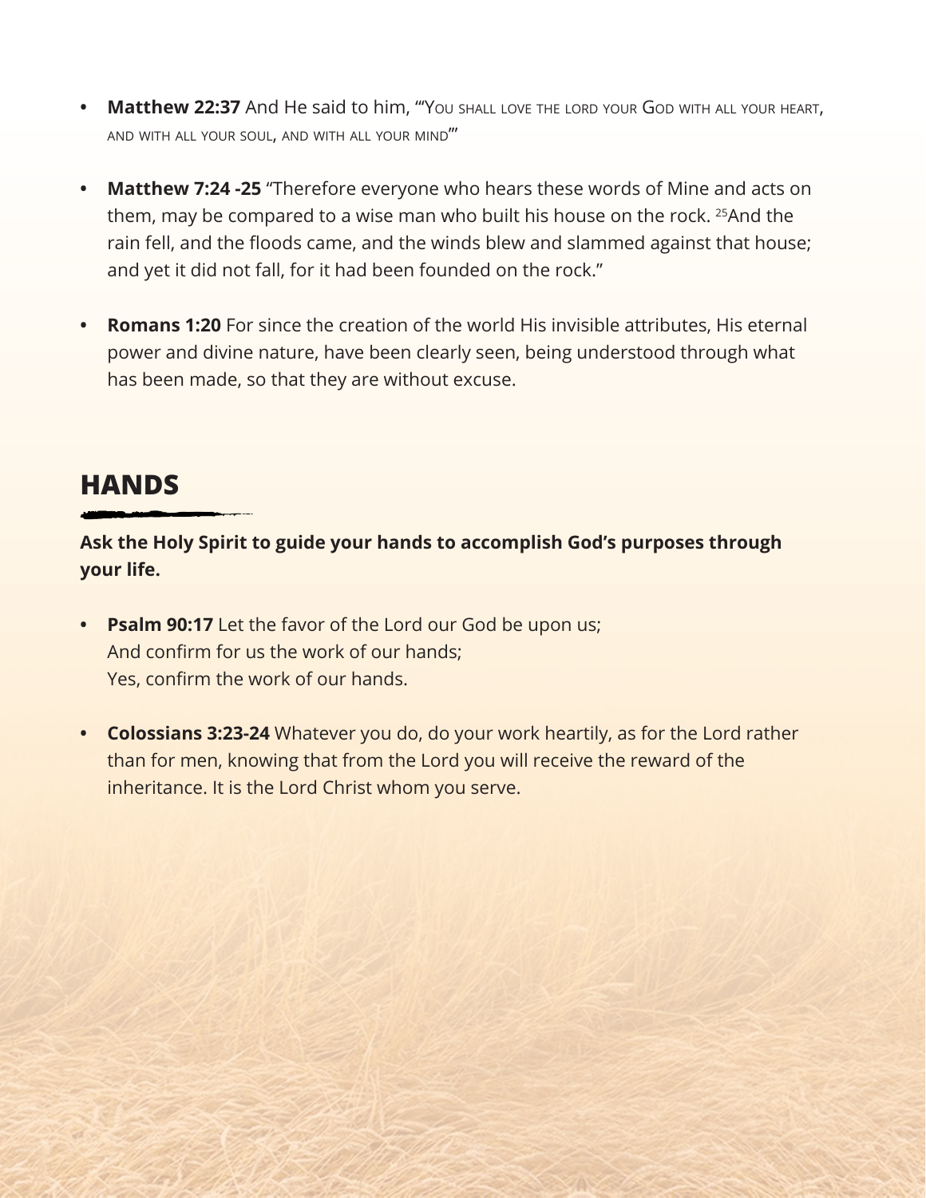- **Matthew 22:37** And He said to him, "'You shall love the lord your God with all your heart, and with all your soul, and with all your mind'"

- **Matthew 7:24 -25** "Therefore everyone who hears these words of Mine and acts on them, may be compared to a wise man who built his house on the rock. [25]And the rain fell, and the floods came, and the winds blew and slammed against that house; and yet it did not fall, for it had been founded on the rock."

- **Romans 1:20** For since the creation of the world His invisible attributes, His eternal power and divine nature, have been clearly seen, being understood through what has been made, so that they are without excuse.

## HANDS

**Ask the Holy Spirit to guide your hands to accomplish God's purposes through your life.**

- **Psalm 90:17** Let the favor of the Lord our God be upon us;
  And confirm for us the work of our hands;
  Yes, confirm the work of our hands.

- **Colossians 3:23-24** Whatever you do, do your work heartily, as for the Lord rather than for men, knowing that from the Lord you will receive the reward of the inheritance. It is the Lord Christ whom you serve.